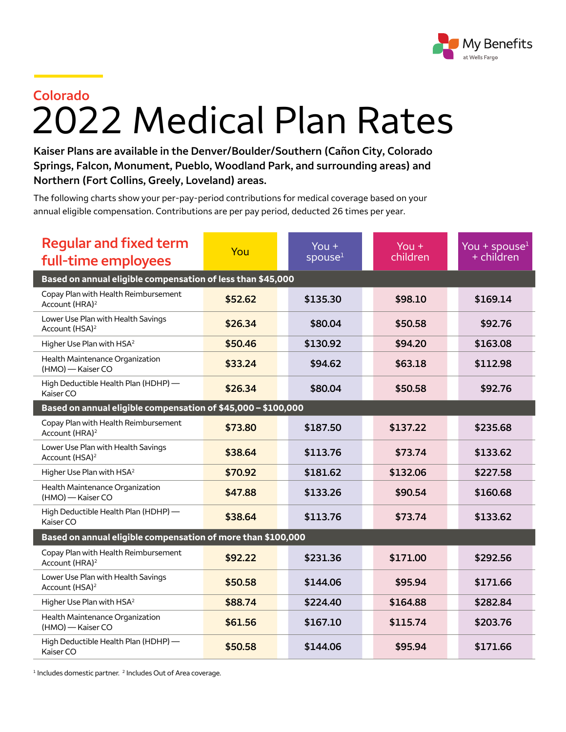My Benefits at Wells Fargo

## Colorado

# 2022 Medical Plan Rates

**Kaiser Plans are available in the Denver/Boulder/Southern (Cañon City, Colorado Springs, Falcon, Monument, Pueblo, Woodland Park, and surrounding areas) and Northern (Fort Collins, Greely, Loveland) areas.**

The following charts show your per-pay-period contributions for medical coverage based on your annual eligible compensation. Contributions are per pay period, deducted 26 times per year.

| Regular and fixed term full-time employees | You | You + spouse[1] | You + children | You + spouse[1] + children |
|---|---|---|---|---|
| **Based on annual eligible compensation of less than $45,000** | | | | |
| Copay Plan with Health Reimbursement Account (HRA)[2] | $52.62 | $135.30 | $98.10 | $169.14 |
| Lower Use Plan with Health Savings Account (HSA)[2] | $26.34 | $80.04 | $50.58 | $92.76 |
| Higher Use Plan with HSA[2] | $50.46 | $130.92 | $94.20 | $163.08 |
| Health Maintenance Organization (HMO) — Kaiser CO | $33.24 | $94.62 | $63.18 | $112.98 |
| High Deductible Health Plan (HDHP) — Kaiser CO | $26.34 | $80.04 | $50.58 | $92.76 |
| **Based on annual eligible compensation of $45,000 – $100,000** | | | | |
| Copay Plan with Health Reimbursement Account (HRA)[2] | $73.80 | $187.50 | $137.22 | $235.68 |
| Lower Use Plan with Health Savings Account (HSA)[2] | $38.64 | $113.76 | $73.74 | $133.62 |
| Higher Use Plan with HSA[2] | $70.92 | $181.62 | $132.06 | $227.58 |
| Health Maintenance Organization (HMO) — Kaiser CO | $47.88 | $133.26 | $90.54 | $160.68 |
| High Deductible Health Plan (HDHP) — Kaiser CO | $38.64 | $113.76 | $73.74 | $133.62 |
| **Based on annual eligible compensation of more than $100,000** | | | | |
| Copay Plan with Health Reimbursement Account (HRA)[2] | $92.22 | $231.36 | $171.00 | $292.56 |
| Lower Use Plan with Health Savings Account (HSA)[2] | $50.58 | $144.06 | $95.94 | $171.66 |
| Higher Use Plan with HSA[2] | $88.74 | $224.40 | $164.88 | $282.84 |
| Health Maintenance Organization (HMO) — Kaiser CO | $61.56 | $167.10 | $115.74 | $203.76 |
| High Deductible Health Plan (HDHP) — Kaiser CO | $50.58 | $144.06 | $95.94 | $171.66 |

[1] Includes domestic partner. [2] Includes Out of Area coverage.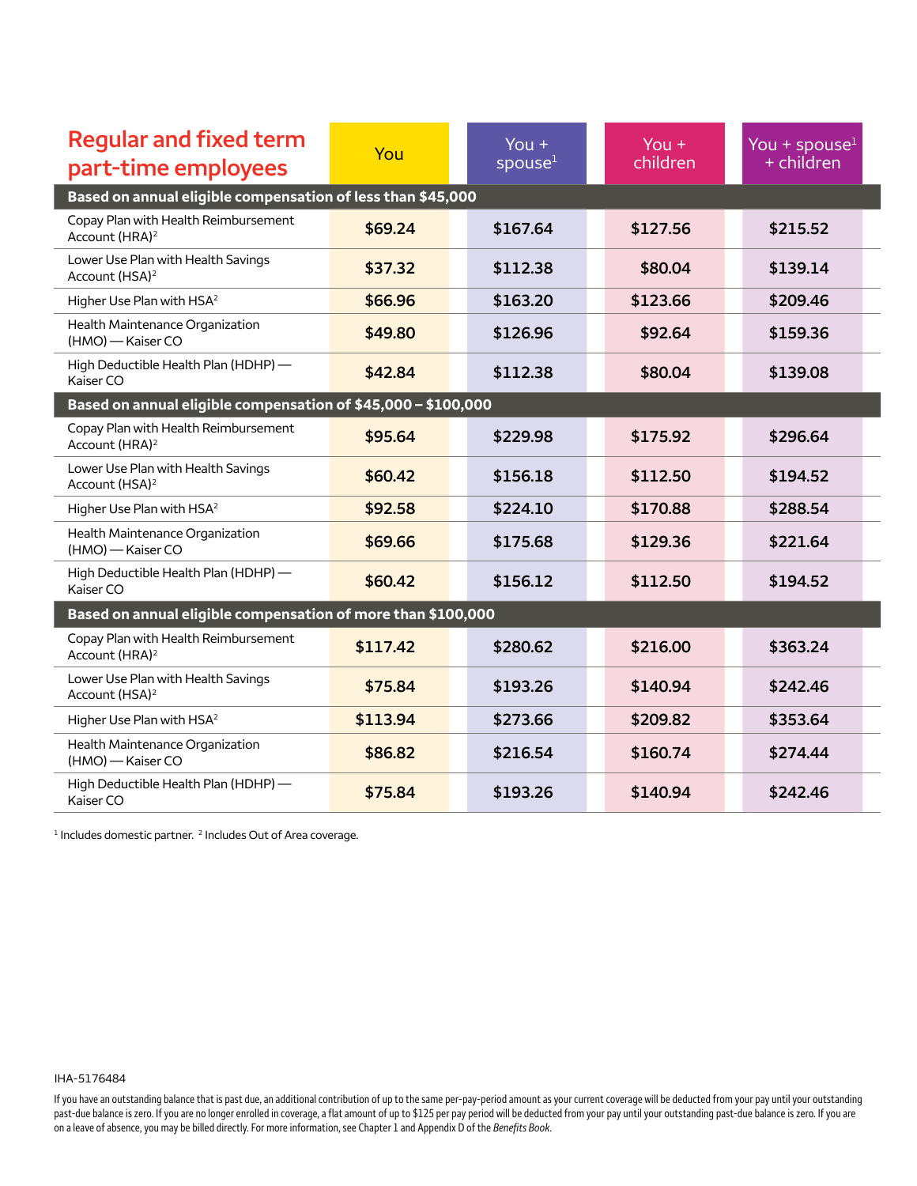| Regular and fixed term part-time employees | You | You + spouse[1] | You + children | You + spouse[1] + children |
|---|---|---|---|---|
| **Based on annual eligible compensation of less than $45,000** | | | | |
| Copay Plan with Health Reimbursement Account (HRA)[2] | $69.24 | $167.64 | $127.56 | $215.52 |
| Lower Use Plan with Health Savings Account (HSA)[2] | $37.32 | $112.38 | $80.04 | $139.14 |
| Higher Use Plan with HSA[2] | $66.96 | $163.20 | $123.66 | $209.46 |
| Health Maintenance Organization (HMO) — Kaiser CO | $49.80 | $126.96 | $92.64 | $159.36 |
| High Deductible Health Plan (HDHP) — Kaiser CO | $42.84 | $112.38 | $80.04 | $139.08 |
| **Based on annual eligible compensation of $45,000 – $100,000** | | | | |
| Copay Plan with Health Reimbursement Account (HRA)[2] | $95.64 | $229.98 | $175.92 | $296.64 |
| Lower Use Plan with Health Savings Account (HSA)[2] | $60.42 | $156.18 | $112.50 | $194.52 |
| Higher Use Plan with HSA[2] | $92.58 | $224.10 | $170.88 | $288.54 |
| Health Maintenance Organization (HMO) — Kaiser CO | $69.66 | $175.68 | $129.36 | $221.64 |
| High Deductible Health Plan (HDHP) — Kaiser CO | $60.42 | $156.12 | $112.50 | $194.52 |
| **Based on annual eligible compensation of more than $100,000** | | | | |
| Copay Plan with Health Reimbursement Account (HRA)[2] | $117.42 | $280.62 | $216.00 | $363.24 |
| Lower Use Plan with Health Savings Account (HSA)[2] | $75.84 | $193.26 | $140.94 | $242.46 |
| Higher Use Plan with HSA[2] | $113.94 | $273.66 | $209.82 | $353.64 |
| Health Maintenance Organization (HMO) — Kaiser CO | $86.82 | $216.54 | $160.74 | $274.44 |
| High Deductible Health Plan (HDHP) — Kaiser CO | $75.84 | $193.26 | $140.94 | $242.46 |

[1] Includes domestic partner. [2] Includes Out of Area coverage.

IHA-5176484

If you have an outstanding balance that is past due, an additional contribution of up to the same per-pay-period amount as your current coverage will be deducted from your pay until your outstanding past-due balance is zero. If you are no longer enrolled in coverage, a flat amount of up to $125 per pay period will be deducted from your pay until your outstanding past-due balance is zero. If you are on a leave of absence, you may be billed directly. For more information, see Chapter 1 and Appendix D of the *Benefits Book*.